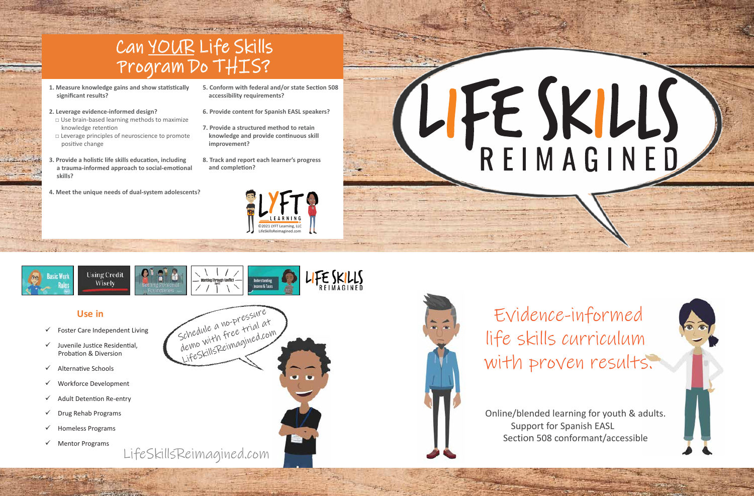# Can YOUR Life Skills Program Do THIS?

1. **Measure knowledge gains and show statistically significant results?**
2. **Leverage evidence-informed design?**
   - Use brain-based learning methods to maximize knowledge retention
   - Leverage principles of neuroscience to promote positive change
3. **Provide a holistic life skills education, including a trauma-informed approach to social-emotional skills?**
4. **Meet the unique needs of dual-system adolescents?**
5. **Conform with federal and/or state Section 508 accessibility requirements?**
6. **Provide content for Spanish EASL speakers?**
7. **Provide a structured method to retain knowledge and provide continuous skill improvement?**
8. **Track and report each learner's progress and completion?**

LYFT LEARNING

©2021 LYFT Learning, LLC
LifeSkillsReimagined.com

# LIFE SKILLS REIMAGINED

Basic Work Rules | Using Credit Wisely | Setting Personal Boundaries | Working Through Conflict | Understanding Income & Taxes

LIFE SKILLS REIMAGINED

## Use in

- ✓ Foster Care Independent Living
- ✓ Juvenile Justice Residential, Probation & Diversion
- ✓ Alternative Schools
- ✓ Workforce Development
- ✓ Adult Detention Re-entry
- ✓ Drug Rehab Programs
- ✓ Homeless Programs
- ✓ Mentor Programs

Schedule a no-pressure demo with free trial at LifeSkillsReimagined.com

LifeSkillsReimagined.com

## Evidence-informed life skills curriculum with proven results.

Online/blended learning for youth & adults.
Support for Spanish EASL
Section 508 conformant/accessible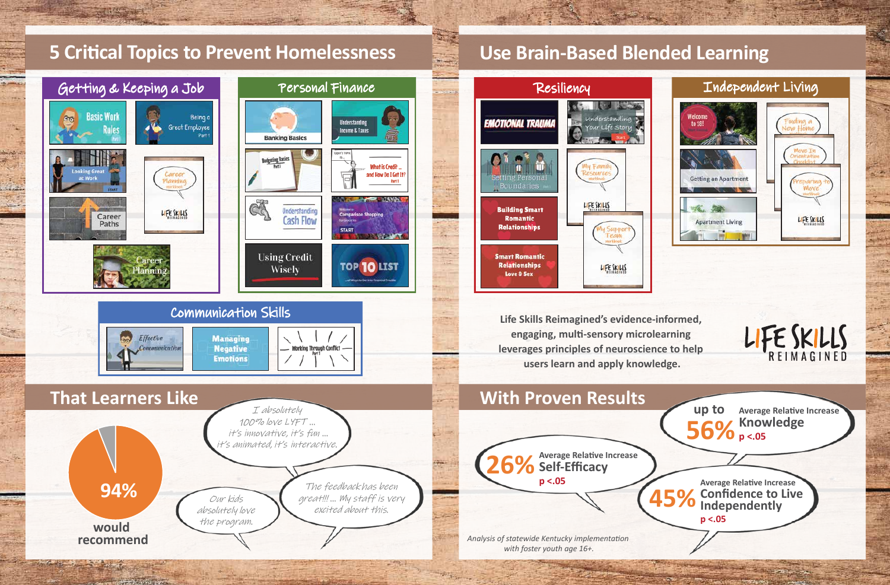## 5 Critical Topics to Prevent Homelessness

### Getting & Keeping a Job

- Basic Work Rules Part 1
- Being a Great Employee Part 1
- Looking Great at Work
- Career Planning Workbook
- Career Paths
- Career Planning

### Personal Finance

- Banking Basics
- Understanding Income & Taxes
- Budgeting Basics Part 1
- What is Credit ... and How Do I Get It? Part 1
- Understanding Cash Flow
- Comparison Shopping for Groceries
- Using Credit Wisely
- Top 10 List ...of Ways to Get Into Financial Trouble

### Communication Skills

- Effective Communication
- Managing Negative Emotions
- Working Through Conflict Part 1

## Use Brain-Based Blended Learning

### Resiliency

- Emotional Trauma
- Understanding Your Life Story
- Setting Personal Boundaries
- My Family Resources Workbook
- Building Smart Romantic Relationships
- My Support Team Workbook
- Smart Romantic Relationships Love & Sex

### Independent Living

- Welcome to 18!
- Finding a New Home
- Getting an Apartment
- Move In Orientation Checklist
- Preparing to Move Workbook
- Apartment Living

**Life Skills Reimagined's evidence-informed, engaging, multi-sensory microlearning leverages principles of neuroscience to help users learn and apply knowledge.**

LIFE SKILLS REIMAGINED

## That Learners Like

94%

would recommend

*I absolutely 100% love LYFT ... it's innovative, it's fun ... it's animated, it's interactive.*

*The feedback has been great!!! ... My staff is very excited about this.*

*Our kids absolutely love the program.*

## With Proven Results

up to **56%** Average Relative Increase **Knowledge** $p < .05$

**26%** Average Relative Increase **Self-Efficacy** $p < .05$

**45%** Average Relative Increase **Confidence to Live Independently** $p < .05$

*Analysis of statewide Kentucky implementation with foster youth age 16+.*